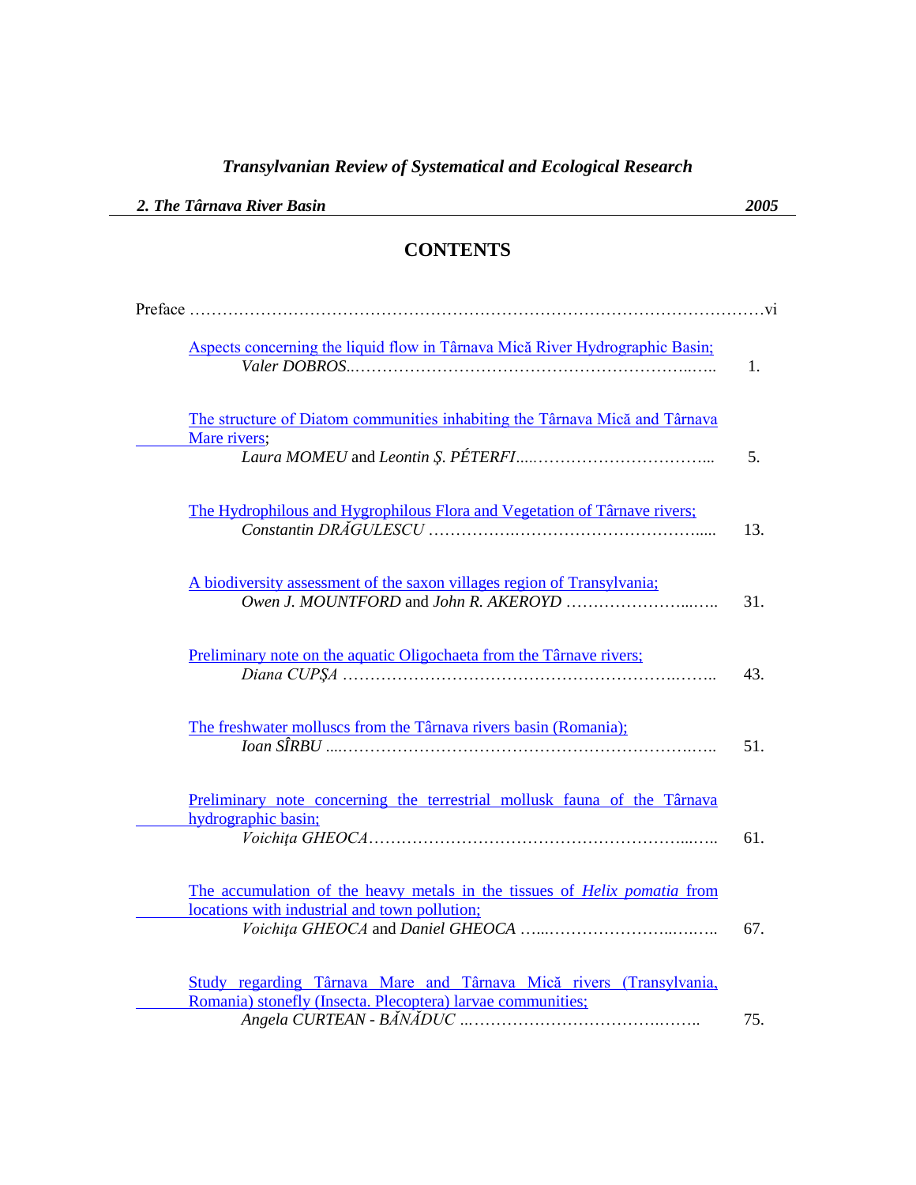*Transylvanian Review of Systematical and Ecological Research*

***2. The Târnava River Basin*** ***2005***

# CONTENTS

Preface ………………………………………………………………………………………vi

Aspects concerning the liquid flow in Târnava Mică River Hydrographic Basin;
*Valer DOBROS*……………………………………………………..….. 1.

The structure of Diatom communities inhabiting the Târnava Mică and Târnava Mare rivers;
*Laura MOMEU* and *Leontin Ş. PÉTERFI*…..………………………….. 5.

The Hydrophilous and Hygrophilous Flora and Vegetation of Târnave rivers;
*Constantin DRĂGULESCU* …………….………………………………..... 13.

A biodiversity assessment of the saxon villages region of Transylvania;
*Owen J. MOUNTFORD* and *John R. AKEROYD* …………………...….. 31.

Preliminary note on the aquatic Oligochaeta from the Târnave rivers;
*Diana CUPŞA* ……………………………………………………..…….. 43.

The freshwater molluscs from the Târnava rivers basin (Romania);
*Ioan SÎRBU* ....………………………………………….……………….….. 51.

Preliminary note concerning the terrestrial mollusk fauna of the Târnava hydrographic basin;
*Voichiţa GHEOCA*…………………………………………………...….. 61.

The accumulation of the heavy metals in the tissues of *Helix pomatia* from locations with industrial and town pollution;
*Voichiţa GHEOCA* and *Daniel GHEOCA* …...…………………..….….. 67.

Study regarding Târnava Mare and Târnava Mică rivers (Transylvania, Romania) stonefly (Insecta. Plecoptera) larvae communities;
*Angela CURTEAN - BĂNĂDUC* ..………………………….…….. 75.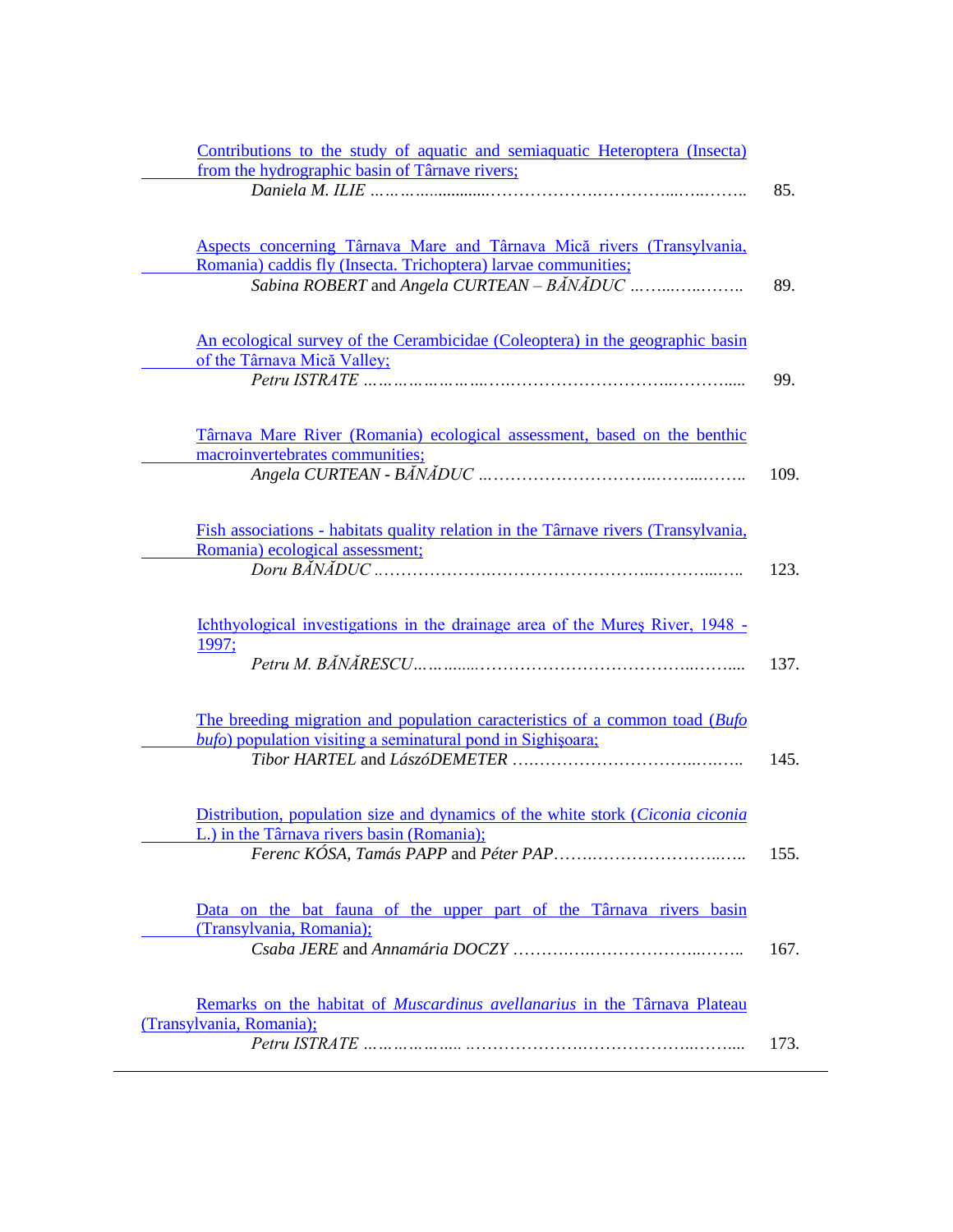Contributions to the study of aquatic and semiaquatic Heteroptera (Insecta) from the hydrographic basin of Târnave rivers;
*Daniela M. ILIE* ……….................…………….………….....…..…….. 85.

Aspects concerning Târnava Mare and Târnava Mică rivers (Transylvania, Romania) caddis fly (Insecta. Trichoptera) larvae communities;
*Sabina ROBERT* and *Angela CURTEAN – BĂNĂDUC* ..…....…..…….. 89.

An ecological survey of the Cerambicidae (Coleoptera) in the geographic basin of the Târnava Mică Valley;
*Petru ISTRATE* ……………………...…..……………………...……….... 99.

Târnava Mare River (Romania) ecological assessment, based on the benthic macroinvertebrates communities;
*Angela CURTEAN - BĂNĂDUC* ..………………………...……...…….. 109.

Fish associations - habitats quality relation in the Târnave rivers (Transylvania, Romania) ecological assessment;
*Doru BĂNĂDUC* ……………….………………………..………...….. 123.

Ichthyological investigations in the drainage area of the Mureş River, 1948 - 1997;
*Petru M. BĂNĂRESCU*…………......………………………………..…….... 137.

The breeding migration and population caracteristics of a common toad (*Bufo bufo*) population visiting a seminatural pond in Sighişoara;
*Tibor HARTEL* and *LászóDEMETER* ….………………………..…..….. 145.

Distribution, population size and dynamics of the white stork (*Ciconia ciconia* L.) in the Târnava rivers basin (Romania);
*Ferenc KÓSA, Tamás PAPP* and *Péter PAP*…….………………….…….. 155.

Data on the bat fauna of the upper part of the Târnava rivers basin (Transylvania, Romania);
*Csaba JERE* and *Annamária DOCZY* ………….………………...…….. 167.

Remarks on the habitat of *Muscardinus avellanarius* in the Târnava Plateau (Transylvania, Romania);
*Petru ISTRATE* ……………….. ……………….……………...…….... 173.